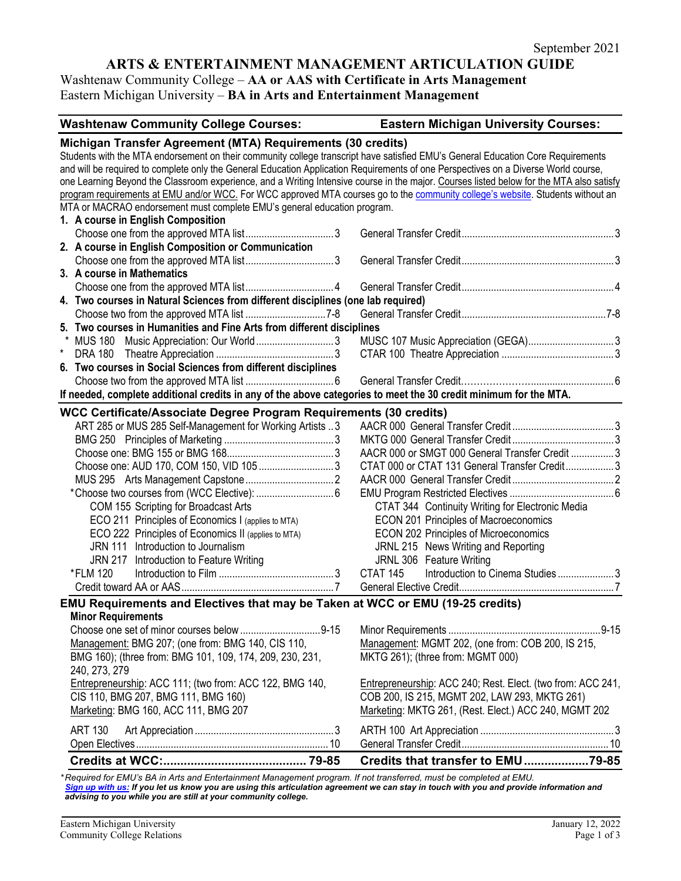September 2021

# ARTS & ENTERTAINMENT MANAGEMENT ARTICULATION GUIDE

Washtenaw Community College – **AA or AAS with Certificate in Arts Management**
Eastern Michigan University – **BA in Arts and Entertainment Management**

| Washtenaw Community College Courses: | Eastern Michigan University Courses: |
|---|---|
| **Michigan Transfer Agreement (MTA) Requirements (30 credits)** | |
| Students with the MTA endorsement on their community college transcript have satisfied EMU's General Education Core Requirements and will be required to complete only the General Education Application Requirements of one Perspectives on a Diverse World course, one Learning Beyond the Classroom experience, and a Writing Intensive course in the major. Courses listed below for the MTA also satisfy program requirements at EMU and/or WCC. For WCC approved MTA courses go to the community college's website. Students without an MTA or MACRAO endorsement must complete EMU's general education program. | |
| **1. A course in English Composition** | |
| Choose one from the approved MTA list ... 3 | General Transfer Credit ... 3 |
| **2. A course in English Composition or Communication** | |
| Choose one from the approved MTA list ... 3 | General Transfer Credit ... 3 |
| **3. A course in Mathematics** | |
| Choose one from the approved MTA list ... 4 | General Transfer Credit ... 4 |
| **4. Two courses in Natural Sciences from different disciplines (one lab required)** | |
| Choose two from the approved MTA list ... 7-8 | General Transfer Credit ... 7-8 |
| **5. Two courses in Humanities and Fine Arts from different disciplines** | |
| * MUS 180 Music Appreciation: Our World ... 3 | MUSC 107 Music Appreciation (GEGA) ... 3 |
| * DRA 180 Theatre Appreciation ... 3 | CTAR 100 Theatre Appreciation ... 3 |
| **6. Two courses in Social Sciences from different disciplines** | |
| Choose two from the approved MTA list ... 6 | General Transfer Credit ... 6 |
| **If needed, complete additional credits in any of the above categories to meet the 30 credit minimum for the MTA.** | |
| **WCC Certificate/Associate Degree Program Requirements (30 credits)** | |
| ART 285 or MUS 285 Self-Management for Working Artists ... 3 | AACR 000 General Transfer Credit ... 3 |
| BMG 250 Principles of Marketing ... 3 | MKTG 000 General Transfer Credit ... 3 |
| Choose one: BMG 155 or BMG 168 ... 3 | AACR 000 or SMGT 000 General Transfer Credit ... 3 |
| Choose one: AUD 170, COM 150, VID 105 ... 3 | CTAT 000 or CTAT 131 General Transfer Credit ... 3 |
| MUS 295 Arts Management Capstone ... 2 | AACR 000 General Transfer Credit ... 2 |
| *Choose two courses from (WCC Elective): ... 6 | EMU Program Restricted Electives ... 6 |
| COM 155 Scripting for Broadcast Arts | CTAT 344 Continuity Writing for Electronic Media |
| ECO 211 Principles of Economics I (applies to MTA) | ECON 201 Principles of Macroeconomics |
| ECO 222 Principles of Economics II (applies to MTA) | ECON 202 Principles of Microeconomics |
| JRN 111 Introduction to Journalism | JRNL 215 News Writing and Reporting |
| JRN 217 Introduction to Feature Writing | JRNL 306 Feature Writing |
| *FLM 120 Introduction to Film ... 3 | CTAT 145 Introduction to Cinema Studies ... 3 |
| Credit toward AA or AAS ... 7 | General Elective Credit ... 7 |
| **EMU Requirements and Electives that may be Taken at WCC or EMU (19-25 credits)** | |
| **Minor Requirements** | |
| Choose one set of minor courses below ... 9-15 | Minor Requirements ... 9-15 |
| Management: BMG 207; (one from: BMG 140, CIS 110, BMG 160); (three from: BMG 101, 109, 174, 209, 230, 231, 240, 273, 279 | Management: MGMT 202, (one from: COB 200, IS 215, MKTG 261); (three from: MGMT 000) |
| Entrepreneurship: ACC 111; (two from: ACC 122, BMG 140, CIS 110, BMG 207, BMG 111, BMG 160) | Entrepreneurship: ACC 240; Rest. Elect. (two from: ACC 241, COB 200, IS 215, MGMT 202, LAW 293, MKTG 261) |
| Marketing: BMG 160, ACC 111, BMG 207 | Marketing: MKTG 261, (Rest. Elect.) ACC 240, MGMT 202 |
| ART 130 Art Appreciation ... 3 | ARTH 100 Art Appreciation ... 3 |
| Open Electives ... 10 | General Transfer Credit ... 10 |
| **Credits at WCC: ... 79-85** | **Credits that transfer to EMU ... 79-85** |

*Required for EMU's BA in Arts and Entertainment Management program. If not transferred, must be completed at EMU.*

***Sign up with us:** If you let us know you are using this articulation agreement we can stay in touch with you and provide information and advising to you while you are still at your community college.*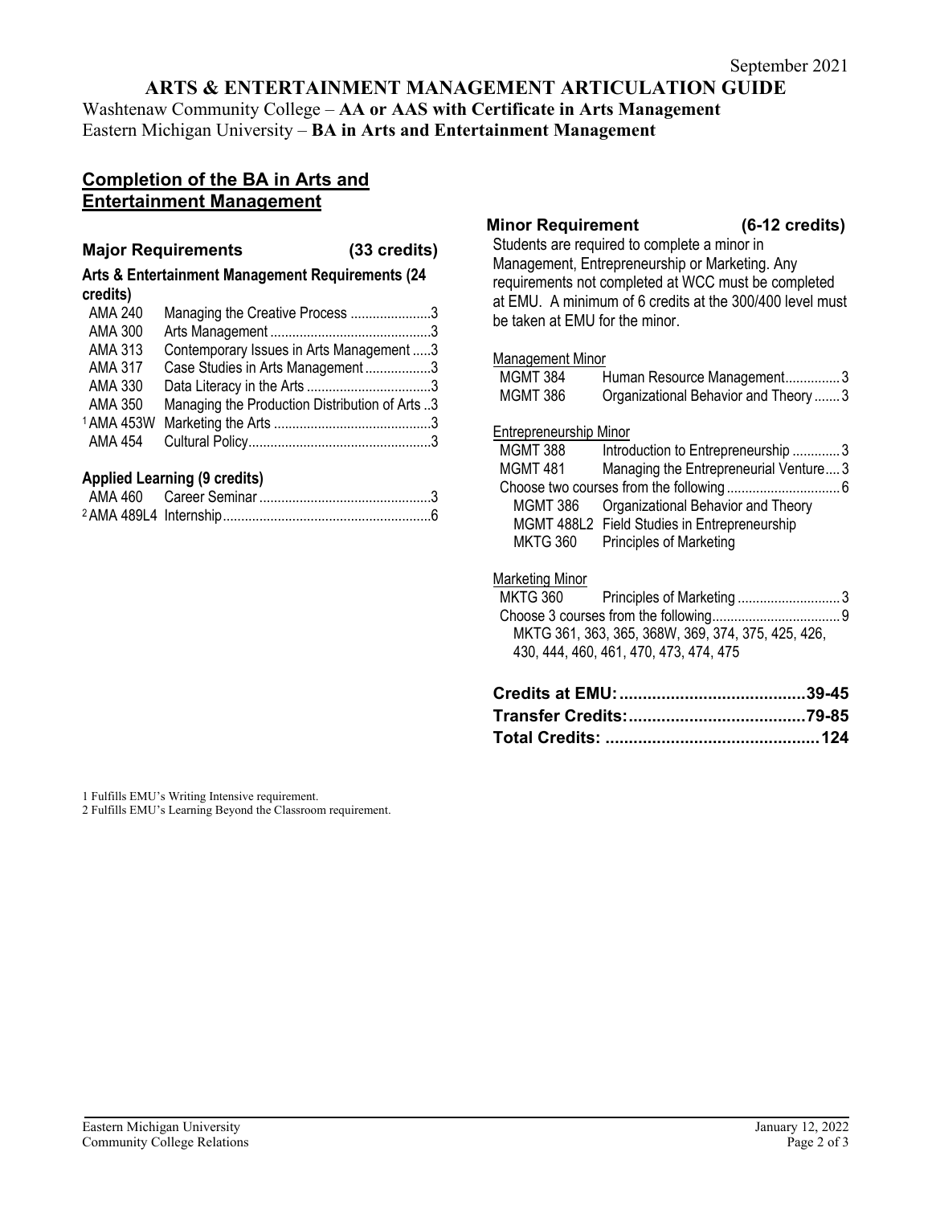September 2021

# ARTS & ENTERTAINMENT MANAGEMENT ARTICULATION GUIDE

Washtenaw Community College – **AA or AAS with Certificate in Arts Management**
Eastern Michigan University – **BA in Arts and Entertainment Management**

## Completion of the BA in Arts and Entertainment Management

### Major Requirements (33 credits)

**Arts & Entertainment Management Requirements (24 credits)**

| Course | Title | Credits |
|---|---|---|
| AMA 240 | Managing the Creative Process | 3 |
| AMA 300 | Arts Management | 3 |
| AMA 313 | Contemporary Issues in Arts Management | 3 |
| AMA 317 | Case Studies in Arts Management | 3 |
| AMA 330 | Data Literacy in the Arts | 3 |
| AMA 350 | Managing the Production Distribution of Arts | 3 |
| [1] AMA 453W | Marketing the Arts | 3 |
| AMA 454 | Cultural Policy | 3 |

**Applied Learning (9 credits)**

| Course | Title | Credits |
|---|---|---|
| AMA 460 | Career Seminar | 3 |
| [2] AMA 489L4 | Internship | 6 |

### Minor Requirement (6-12 credits)

Students are required to complete a minor in Management, Entrepreneurship or Marketing. Any requirements not completed at WCC must be completed at EMU. A minimum of 6 credits at the 300/400 level must be taken at EMU for the minor.

Management Minor

| Course | Title | Credits |
|---|---|---|
| MGMT 384 | Human Resource Management | 3 |
| MGMT 386 | Organizational Behavior and Theory | 3 |

Entrepreneurship Minor

| Course | Title | Credits |
|---|---|---|
| MGMT 388 | Introduction to Entrepreneurship | 3 |
| MGMT 481 | Managing the Entrepreneurial Venture | 3 |
| Choose two courses from the following | | 6 |
| MGMT 386 | Organizational Behavior and Theory | |
| MGMT 488L2 | Field Studies in Entrepreneurship | |
| MKTG 360 | Principles of Marketing | |

Marketing Minor

| Course | Title | Credits |
|---|---|---|
| MKTG 360 | Principles of Marketing | 3 |
| Choose 3 courses from the following | | 9 |

MKTG 361, 363, 365, 368W, 369, 374, 375, 425, 426, 430, 444, 460, 461, 470, 473, 474, 475

**Credits at EMU: 39-45**
**Transfer Credits: 79-85**
**Total Credits: 124**

1 Fulfills EMU's Writing Intensive requirement.
2 Fulfills EMU's Learning Beyond the Classroom requirement.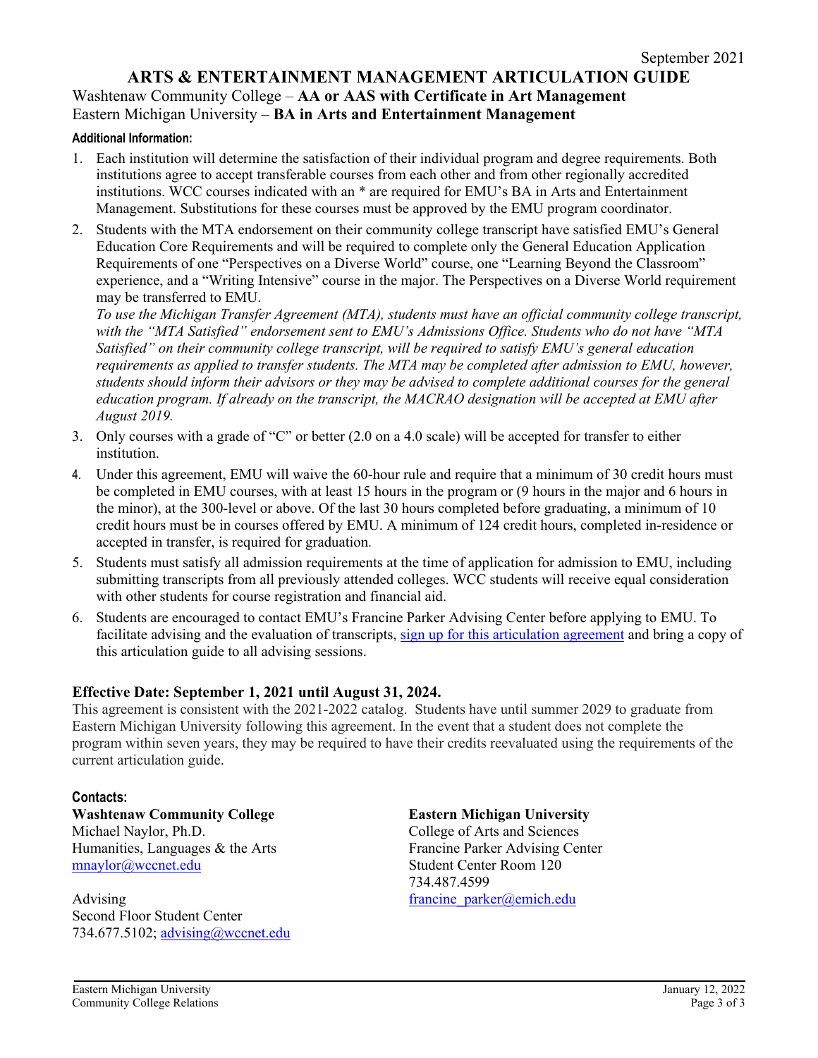September 2021

# ARTS & ENTERTAINMENT MANAGEMENT ARTICULATION GUIDE

Washtenaw Community College – **AA or AAS with Certificate in Art Management**
Eastern Michigan University – **BA in Arts and Entertainment Management**

**Additional Information:**

1. Each institution will determine the satisfaction of their individual program and degree requirements. Both institutions agree to accept transferable courses from each other and from other regionally accredited institutions. WCC courses indicated with an * are required for EMU's BA in Arts and Entertainment Management. Substitutions for these courses must be approved by the EMU program coordinator.
2. Students with the MTA endorsement on their community college transcript have satisfied EMU's General Education Core Requirements and will be required to complete only the General Education Application Requirements of one "Perspectives on a Diverse World" course, one "Learning Beyond the Classroom" experience, and a "Writing Intensive" course in the major. The Perspectives on a Diverse World requirement may be transferred to EMU.
   *To use the Michigan Transfer Agreement (MTA), students must have an official community college transcript, with the "MTA Satisfied" endorsement sent to EMU's Admissions Office. Students who do not have "MTA Satisfied" on their community college transcript, will be required to satisfy EMU's general education requirements as applied to transfer students. The MTA may be completed after admission to EMU, however, students should inform their advisors or they may be advised to complete additional courses for the general education program. If already on the transcript, the MACRAO designation will be accepted at EMU after August 2019.*
3. Only courses with a grade of "C" or better (2.0 on a 4.0 scale) will be accepted for transfer to either institution.
4. Under this agreement, EMU will waive the 60-hour rule and require that a minimum of 30 credit hours must be completed in EMU courses, with at least 15 hours in the program or (9 hours in the major and 6 hours in the minor), at the 300-level or above. Of the last 30 hours completed before graduating, a minimum of 10 credit hours must be in courses offered by EMU. A minimum of 124 credit hours, completed in-residence or accepted in transfer, is required for graduation.
5. Students must satisfy all admission requirements at the time of application for admission to EMU, including submitting transcripts from all previously attended colleges. WCC students will receive equal consideration with other students for course registration and financial aid.
6. Students are encouraged to contact EMU's Francine Parker Advising Center before applying to EMU. To facilitate advising and the evaluation of transcripts, [sign up for this articulation agreement] and bring a copy of this articulation guide to all advising sessions.

**Effective Date: September 1, 2021 until August 31, 2024.**

This agreement is consistent with the 2021-2022 catalog. Students have until summer 2029 to graduate from Eastern Michigan University following this agreement. In the event that a student does not complete the program within seven years, they may be required to have their credits reevaluated using the requirements of the current articulation guide.

**Contacts:**

**Washtenaw Community College**
Michael Naylor, Ph.D.
Humanities, Languages & the Arts
mnaylor@wccnet.edu

Advising
Second Floor Student Center
734.677.5102; advising@wccnet.edu

**Eastern Michigan University**
College of Arts and Sciences
Francine Parker Advising Center
Student Center Room 120
734.487.4599
francine_parker@emich.edu